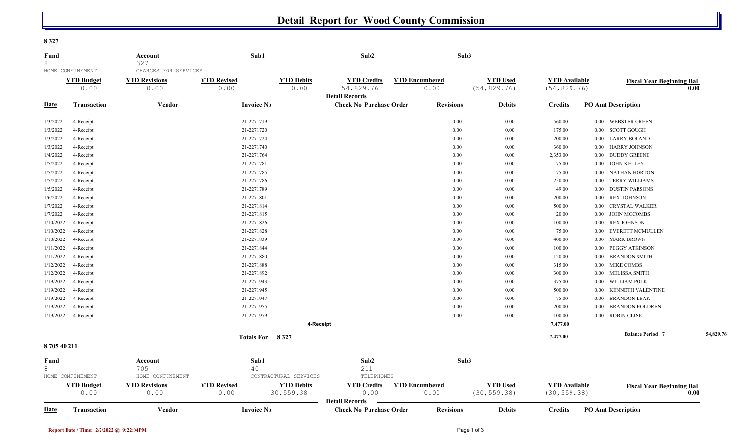# Detail Report for Wood County Commission

## 8 327

| Fund | Account | Sub1 | Sub2 | Sub3 |
|---|---|---|---|---|
| 8 | 327 | | | |
| HOME CONFINEMENT | CHARGES FOR SERVICES | | | |

| YTD Budget | YTD Revisions | YTD Revised | YTD Debits | YTD Credits | YTD Encumbered | YTD Used | YTD Available | Fiscal Year Beginning Bal |
|---|---|---|---|---|---|---|---|---|
| 0.00 | 0.00 | 0.00 | 0.00 | 54,829.76 | 0.00 | (54,829.76) | (54,829.76) | 0.00 |

**Detail Records**

| Date | Transaction | Vendor | Invoice No | Check No | Purchase Order | Revisions | Debits | Credits | PO Amt | Description |
|---|---|---|---|---|---|---|---|---|---|---|
| 1/3/2022 | 4-Receipt | | 21-2271719 | | | 0.00 | 0.00 | 560.00 | 0.00 | WEBSTER GREEN |
| 1/3/2022 | 4-Receipt | | 21-2271720 | | | 0.00 | 0.00 | 175.00 | 0.00 | SCOTT GOUGH |
| 1/3/2022 | 4-Receipt | | 21-2271724 | | | 0.00 | 0.00 | 200.00 | 0.00 | LARRY BOLAND |
| 1/3/2022 | 4-Receipt | | 21-2271740 | | | 0.00 | 0.00 | 360.00 | 0.00 | HARRY JOHNSON |
| 1/4/2022 | 4-Receipt | | 21-2271764 | | | 0.00 | 0.00 | 2,353.00 | 0.00 | BUDDY GREENE |
| 1/5/2022 | 4-Receipt | | 21-2271781 | | | 0.00 | 0.00 | 75.00 | 0.00 | JOHN KELLEY |
| 1/5/2022 | 4-Receipt | | 21-2271785 | | | 0.00 | 0.00 | 75.00 | 0.00 | NATHAN HORTON |
| 1/5/2022 | 4-Receipt | | 21-2271786 | | | 0.00 | 0.00 | 250.00 | 0.00 | TERRY WILLIAMS |
| 1/5/2022 | 4-Receipt | | 21-2271789 | | | 0.00 | 0.00 | 49.00 | 0.00 | DUSTIN PARSONS |
| 1/6/2022 | 4-Receipt | | 21-2271801 | | | 0.00 | 0.00 | 200.00 | 0.00 | REX JOHNSON |
| 1/7/2022 | 4-Receipt | | 21-2271814 | | | 0.00 | 0.00 | 500.00 | 0.00 | CRYSTAL WALKER |
| 1/7/2022 | 4-Receipt | | 21-2271815 | | | 0.00 | 0.00 | 20.00 | 0.00 | JOHN MCCOMBS |
| 1/10/2022 | 4-Receipt | | 21-2271826 | | | 0.00 | 0.00 | 100.00 | 0.00 | REX JOHNSON |
| 1/10/2022 | 4-Receipt | | 21-2271828 | | | 0.00 | 0.00 | 75.00 | 0.00 | EVERETT MCMULLEN |
| 1/10/2022 | 4-Receipt | | 21-2271839 | | | 0.00 | 0.00 | 400.00 | 0.00 | MARK BROWN |
| 1/11/2022 | 4-Receipt | | 21-2271844 | | | 0.00 | 0.00 | 100.00 | 0.00 | PEGGY ATKINSON |
| 1/11/2022 | 4-Receipt | | 21-2271880 | | | 0.00 | 0.00 | 120.00 | 0.00 | BRANDON SMITH |
| 1/12/2022 | 4-Receipt | | 21-2271888 | | | 0.00 | 0.00 | 315.00 | 0.00 | MIKE COMBS |
| 1/12/2022 | 4-Receipt | | 21-2271892 | | | 0.00 | 0.00 | 300.00 | 0.00 | MELISSA SMITH |
| 1/19/2022 | 4-Receipt | | 21-2271943 | | | 0.00 | 0.00 | 375.00 | 0.00 | WILLIAM POLK |
| 1/19/2022 | 4-Receipt | | 21-2271945 | | | 0.00 | 0.00 | 500.00 | 0.00 | KENNETH VALENTINE |
| 1/19/2022 | 4-Receipt | | 21-2271947 | | | 0.00 | 0.00 | 75.00 | 0.00 | BRANDON LEAK |
| 1/19/2022 | 4-Receipt | | 21-2271955 | | | 0.00 | 0.00 | 200.00 | 0.00 | BRANDON HOLDREN |
| 1/19/2022 | 4-Receipt | | 21-2271979 | | | 0.00 | 0.00 | 100.00 | 0.00 | ROBIN CLINE |
| | **4-Receipt** | | | | | | | **7,477.00** | | |
| | | | **Totals For 8 327** | | | | | **7,477.00** | | **Balance Period 7** 54,829.76 |

## 8 705 40 211

| Fund | Account | Sub1 | Sub2 | Sub3 |
|---|---|---|---|---|
| 8 | 705 | 40 | 211 | |
| HOME CONFINEMENT | HOME CONFINEMENT | CONTRACTURAL SERVICES | TELEPHONES | |

| YTD Budget | YTD Revisions | YTD Revised | YTD Debits | YTD Credits | YTD Encumbered | YTD Used | YTD Available | Fiscal Year Beginning Bal |
|---|---|---|---|---|---|---|---|---|
| 0.00 | 0.00 | 0.00 | 30,559.38 | 0.00 | 0.00 | (30,559.38) | (30,559.38) | 0.00 |

**Detail Records**

| Date | Transaction | Vendor | Invoice No | Check No | Purchase Order | Revisions | Debits | Credits | PO Amt | Description |
|---|---|---|---|---|---|---|---|---|---|---|

Report Date / Time: 2/2/2022 @ 9:22:04PM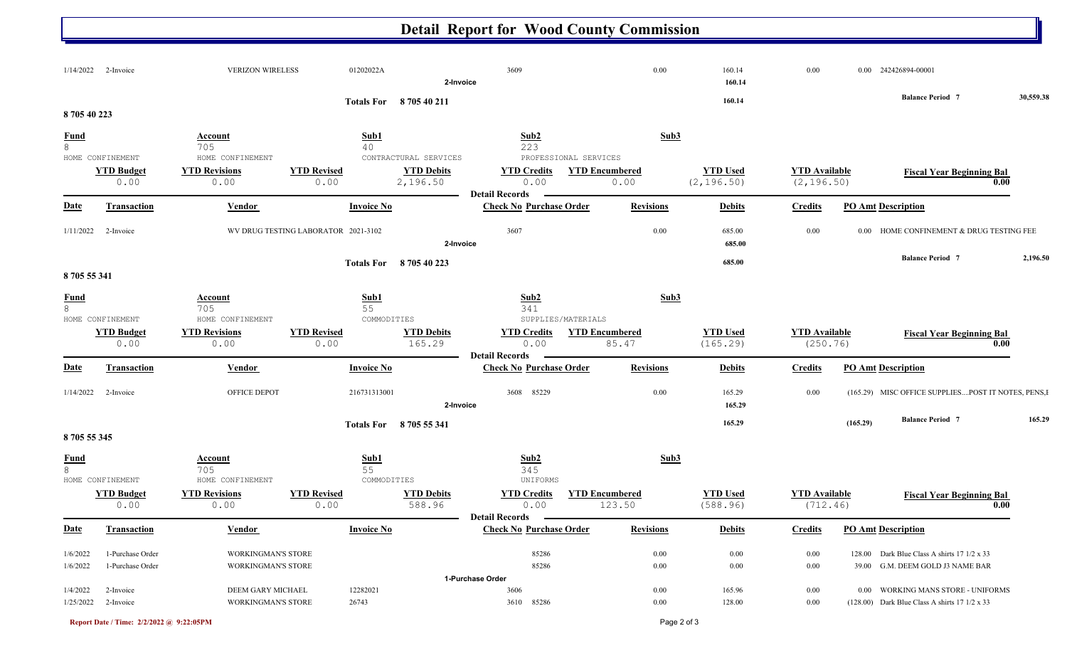# Detail Report for Wood County Commission

| Date | Transaction | Vendor | Invoice No | Check No | Purchase Order | Revisions | Debits | Credits | PO Amt | Description |
|---|---|---|---|---|---|---|---|---|---|---|
| 1/14/2022 | 2-Invoice | VERIZON WIRELESS | 01202022A | 3609 | | 0.00 | 160.14 | 0.00 | 0.00 | 242426894-00001 |
| | | | 2-Invoice | | | | 160.14 | | | |
| | | | Totals For 8 705 40 211 | | | | 160.14 | | | Balance Period 7 30,559.38 |

## 8 705 40 223

| Fund | Account | Sub1 | Sub2 | Sub3 |
|---|---|---|---|---|
| 8 | 705 | 40 | 223 | |
| HOME CONFINEMENT | HOME CONFINEMENT | CONTRACTUAL SERVICES | PROFESSIONAL SERVICES | |

| YTD Budget | YTD Revisions | YTD Revised | YTD Debits | YTD Credits | YTD Encumbered | YTD Used | YTD Available | Fiscal Year Beginning Bal |
|---|---|---|---|---|---|---|---|---|
| 0.00 | 0.00 | 0.00 | 2,196.50 | 0.00 | 0.00 | (2,196.50) | (2,196.50) | 0.00 |

**Detail Records**

| Date | Transaction | Vendor | Invoice No | Check No | Purchase Order | Revisions | Debits | Credits | PO Amt | Description |
|---|---|---|---|---|---|---|---|---|---|---|
| 1/11/2022 | 2-Invoice | WV DRUG TESTING LABORATOR | 2021-3102 | 3607 | | 0.00 | 685.00 | 0.00 | 0.00 | HOME CONFINEMENT & DRUG TESTING FEE |
| | | | 2-Invoice | | | | 685.00 | | | |
| | | | Totals For 8 705 40 223 | | | | 685.00 | | | Balance Period 7 2,196.50 |

## 8 705 55 341

| Fund | Account | Sub1 | Sub2 | Sub3 |
|---|---|---|---|---|
| 8 | 705 | 55 | 341 | |
| HOME CONFINEMENT | HOME CONFINEMENT | COMMODITIES | SUPPLIES/MATERIALS | |

| YTD Budget | YTD Revisions | YTD Revised | YTD Debits | YTD Credits | YTD Encumbered | YTD Used | YTD Available | Fiscal Year Beginning Bal |
|---|---|---|---|---|---|---|---|---|
| 0.00 | 0.00 | 0.00 | 165.29 | 0.00 | 85.47 | (165.29) | (250.76) | 0.00 |

**Detail Records**

| Date | Transaction | Vendor | Invoice No | Check No | Purchase Order | Revisions | Debits | Credits | PO Amt | Description |
|---|---|---|---|---|---|---|---|---|---|---|
| 1/14/2022 | 2-Invoice | OFFICE DEPOT | 216731313001 | 3608 | 85229 | 0.00 | 165.29 | 0.00 | (165.29) | MISC OFFICE SUPPLIES....POST IT NOTES, PENS,I |
| | | | 2-Invoice | | | | 165.29 | | | |
| | | | Totals For 8 705 55 341 | | | | 165.29 | | (165.29) | Balance Period 7 165.29 |

## 8 705 55 345

| Fund | Account | Sub1 | Sub2 | Sub3 |
|---|---|---|---|---|
| 8 | 705 | 55 | 345 | |
| HOME CONFINEMENT | HOME CONFINEMENT | COMMODITIES | UNIFORMS | |

| YTD Budget | YTD Revisions | YTD Revised | YTD Debits | YTD Credits | YTD Encumbered | YTD Used | YTD Available | Fiscal Year Beginning Bal |
|---|---|---|---|---|---|---|---|---|
| 0.00 | 0.00 | 0.00 | 588.96 | 0.00 | 123.50 | (588.96) | (712.46) | 0.00 |

**Detail Records**

| Date | Transaction | Vendor | Invoice No | Check No | Purchase Order | Revisions | Debits | Credits | PO Amt | Description |
|---|---|---|---|---|---|---|---|---|---|---|
| 1/6/2022 | 1-Purchase Order | WORKINGMAN'S STORE | | | 85286 | 0.00 | 0.00 | 0.00 | 128.00 | Dark Blue Class A shirts 17 1/2 x 33 |
| 1/6/2022 | 1-Purchase Order | WORKINGMAN'S STORE | | | 85286 | 0.00 | 0.00 | 0.00 | 39.00 | G.M. DEEM GOLD J3 NAME BAR |
| | | | 1-Purchase Order | | | | | | | |
| 1/4/2022 | 2-Invoice | DEEM GARY MICHAEL | 12282021 | 3606 | | 0.00 | 165.96 | 0.00 | 0.00 | WORKING MANS STORE - UNIFORMS |
| 1/25/2022 | 2-Invoice | WORKINGMAN'S STORE | 26743 | 3610 | 85286 | 0.00 | 128.00 | 0.00 | (128.00) | Dark Blue Class A shirts 17 1/2 x 33 |

Report Date / Time: 2/2/2022 @ 9:22:05PM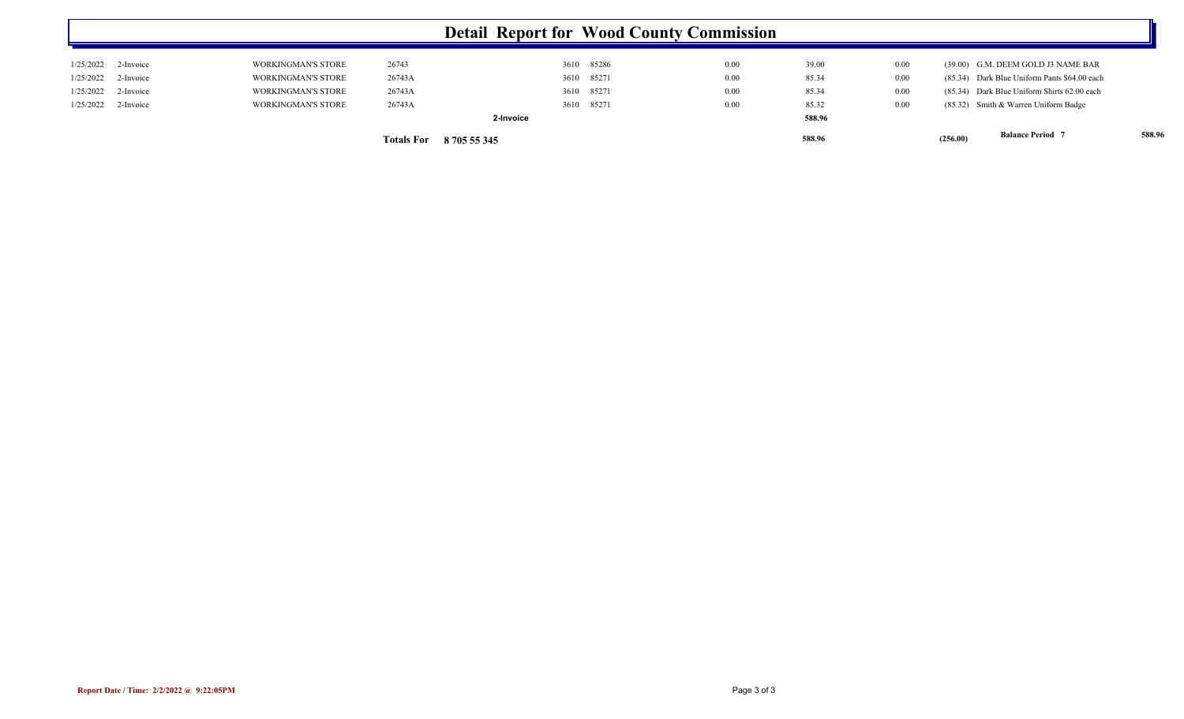# Detail Report for Wood County Commission

| | | | | | | | | | | | |
|---|---|---|---|---|---|---|---|---|---|---|---|
| 1/25/2022 | 2-Invoice | WORKINGMAN'S STORE | 26743 | 3610 | 85286 | 0.00 | 39.00 | 0.00 | (39.00) | G.M. DEEM GOLD J3 NAME BAR | |
| 1/25/2022 | 2-Invoice | WORKINGMAN'S STORE | 26743A | 3610 | 85271 | 0.00 | 85.34 | 0.00 | (85.34) | Dark Blue Uniform Pants $64.00 each | |
| 1/25/2022 | 2-Invoice | WORKINGMAN'S STORE | 26743A | 3610 | 85271 | 0.00 | 85.34 | 0.00 | (85.34) | Dark Blue Uniform Shirts 62.00 each | |
| 1/25/2022 | 2-Invoice | WORKINGMAN'S STORE | 26743A | 3610 | 85271 | 0.00 | 85.32 | 0.00 | (85.32) | Smith & Warren Uniform Badge | |
| | | | **2-Invoice** | | | | **588.96** | | | | |
| | | | **Totals For 8 705 55 345** | | | | **588.96** | | **(256.00)** | **Balance Period 7** | **588.96** |

**Report Date / Time: 2/2/2022 @ 9:22:05PM**